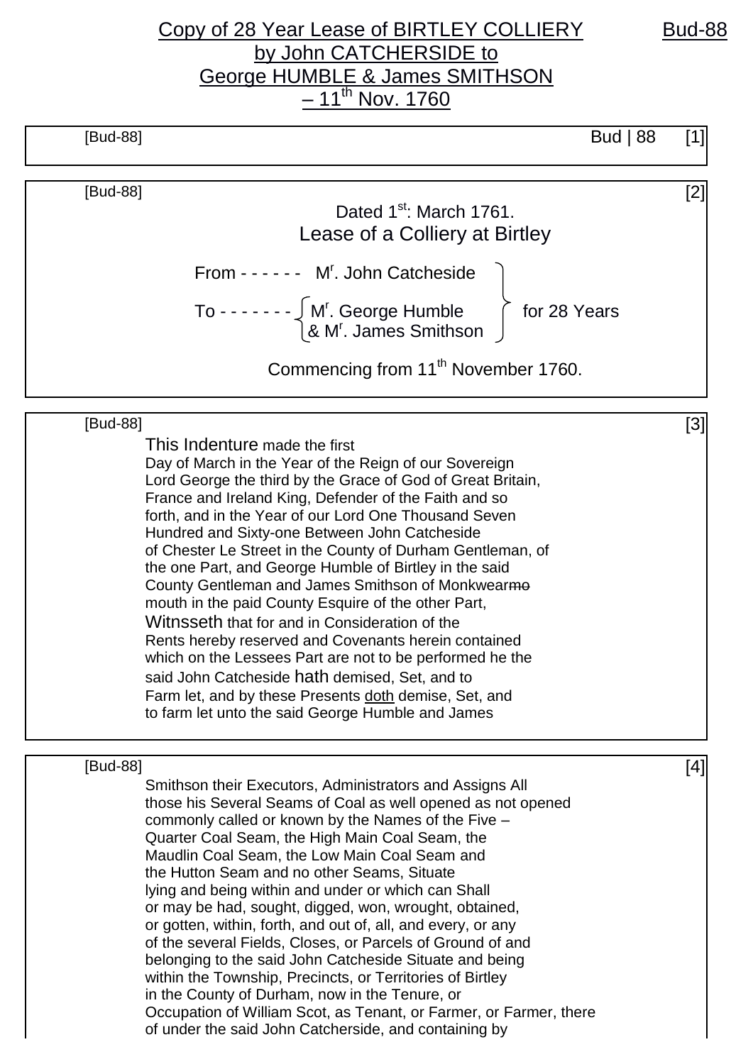# Copy of 28 Year Lease of BIRTLEY COLLIERY by John CATCHERSIDE to George HUMBLE & James SMITHSON – 11th Nov. 1760

Bud-88

---

[Bud-88] Bud | 88 [1]

---

[Bud-88] [2]

Dated 1st: March 1761.

Lease of a Colliery at Birtley

From - - - - - - Mr. John Catcheside

To - - - - - - - Mr. George Humble & Mr. James Smithson — for 28 Years

Commencing from 11th November 1760.

---

[Bud-88] [3]

This Indenture made the first
Day of March in the Year of the Reign of our Sovereign
Lord George the third by the Grace of God of Great Britain,
France and Ireland King, Defender of the Faith and so
forth, and in the Year of our Lord One Thousand Seven
Hundred and Sixty-one Between John Catcheside
of Chester Le Street in the County of Durham Gentleman, of
the one Part, and George Humble of Birtley in the said
County Gentleman and James Smithson of Monkwear~~mo~~
mouth in the paid County Esquire of the other Part,
Witnsseth that for and in Consideration of the
Rents hereby reserved and Covenants herein contained
which on the Lessees Part are not to be performed he the
said John Catcheside hath demised, Set, and to
Farm let, and by these Presents doth demise, Set, and
to farm let unto the said George Humble and James

---

[Bud-88] [4]

Smithson their Executors, Administrators and Assigns All
those his Several Seams of Coal as well opened as not opened
commonly called or known by the Names of the Five –
Quarter Coal Seam, the High Main Coal Seam, the
Maudlin Coal Seam, the Low Main Coal Seam and
the Hutton Seam and no other Seams, Situate
lying and being within and under or which can Shall
or may be had, sought, digged, won, wrought, obtained,
or gotten, within, forth, and out of, all, and every, or any
of the several Fields, Closes, or Parcels of Ground of and
belonging to the said John Catcheside Situate and being
within the Township, Precincts, or Territories of Birtley
in the County of Durham, now in the Tenure, or
Occupation of William Scot, as Tenant, or Farmer, or Farmer, there
of under the said John Catcherside, and containing by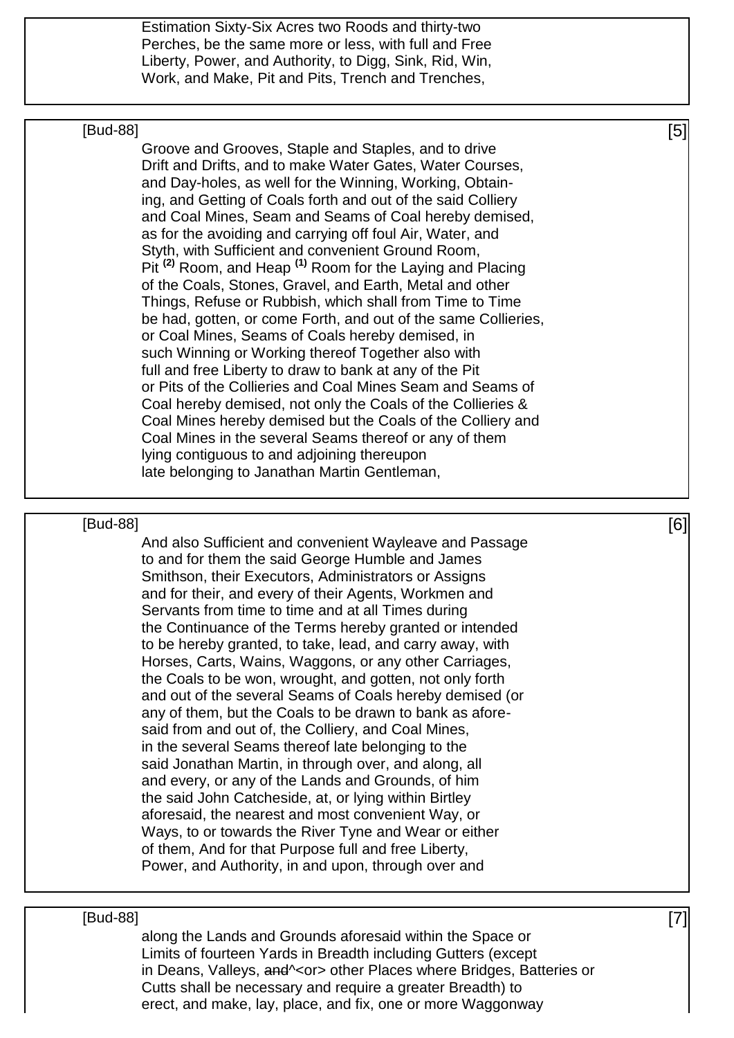Estimation Sixty-Six Acres two Roods and thirty-two Perches, be the same more or less, with full and Free Liberty, Power, and Authority, to Digg, Sink, Rid, Win, Work, and Make, Pit and Pits, Trench and Trenches,

[Bud-88] [5]

Groove and Grooves, Staple and Staples, and to drive Drift and Drifts, and to make Water Gates, Water Courses, and Day-holes, as well for the Winning, Working, Obtaining, and Getting of Coals forth and out of the said Colliery and Coal Mines, Seam and Seams of Coal hereby demised, as for the avoiding and carrying off foul Air, Water, and Styth, with Sufficient and convenient Ground Room, Pit [2] Room, and Heap [1] Room for the Laying and Placing of the Coals, Stones, Gravel, and Earth, Metal and other Things, Refuse or Rubbish, which shall from Time to Time be had, gotten, or come Forth, and out of the same Collieries, or Coal Mines, Seams of Coals hereby demised, in such Winning or Working thereof Together also with full and free Liberty to draw to bank at any of the Pit or Pits of the Collieries and Coal Mines Seam and Seams of Coal hereby demised, not only the Coals of the Collieries & Coal Mines hereby demised but the Coals of the Colliery and Coal Mines in the several Seams thereof or any of them lying contiguous to and adjoining thereupon late belonging to Janathan Martin Gentleman,

[Bud-88] [6]

And also Sufficient and convenient Wayleave and Passage to and for them the said George Humble and James Smithson, their Executors, Administrators or Assigns and for their, and every of their Agents, Workmen and Servants from time to time and at all Times during the Continuance of the Terms hereby granted or intended to be hereby granted, to take, lead, and carry away, with Horses, Carts, Wains, Waggons, or any other Carriages, the Coals to be won, wrought, and gotten, not only forth and out of the several Seams of Coals hereby demised (or any of them, but the Coals to be drawn to bank as aforesaid from and out of, the Colliery, and Coal Mines, in the several Seams thereof late belonging to the said Jonathan Martin, in through over, and along, all and every, or any of the Lands and Grounds, of him the said John Catcheside, at, or lying within Birtley aforesaid, the nearest and most convenient Way, or Ways, to or towards the River Tyne and Wear or either of them, And for that Purpose full and free Liberty, Power, and Authority, in and upon, through over and

[Bud-88] [7]

along the Lands and Grounds aforesaid within the Space or Limits of fourteen Yards in Breadth including Gutters (except in Deans, Valleys, ~~and~~^<or> other Places where Bridges, Batteries or Cutts shall be necessary and require a greater Breadth) to erect, and make, lay, place, and fix, one or more Waggonway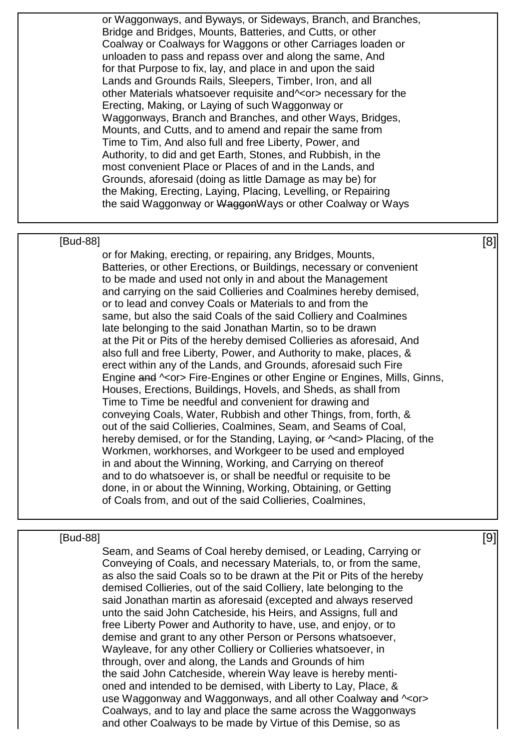or Waggonways, and Byways, or Sideways, Branch, and Branches, Bridge and Bridges, Mounts, Batteries, and Cutts, or other Coalway or Coalways for Waggons or other Carriages loaden or unloaden to pass and repass over and along the same, And for that Purpose to fix, lay, and place in and upon the said Lands and Grounds Rails, Sleepers, Timber, Iron, and all other Materials whatsoever requisite and^<or> necessary for the Erecting, Making, or Laying of such Waggonway or Waggonways, Branch and Branches, and other Ways, Bridges, Mounts, and Cutts, and to amend and repair the same from Time to Tim, And also full and free Liberty, Power, and Authority, to did and get Earth, Stones, and Rubbish, in the most convenient Place or Places of and in the Lands, and Grounds, aforesaid (doing as little Damage as may be) for the Making, Erecting, Laying, Placing, Levelling, or Repairing the said Waggonway or ~~Waggon~~Ways or other Coalway or Ways

[Bud-88] [8]

or for Making, erecting, or repairing, any Bridges, Mounts, Batteries, or other Erections, or Buildings, necessary or convenient to be made and used not only in and about the Management and carrying on the said Collieries and Coalmines hereby demised, or to lead and convey Coals or Materials to and from the same, but also the said Coals of the said Colliery and Coalmines late belonging to the said Jonathan Martin, so to be drawn at the Pit or Pits of the hereby demised Collieries as aforesaid, And also full and free Liberty, Power, and Authority to make, places, & erect within any of the Lands, and Grounds, aforesaid such Fire Engine ~~and~~ ^<or> Fire-Engines or other Engine or Engines, Mills, Ginns, Houses, Erections, Buildings, Hovels, and Sheds, as shall from Time to Time be needful and convenient for drawing and conveying Coals, Water, Rubbish and other Things, from, forth, & out of the said Collieries, Coalmines, Seam, and Seams of Coal, hereby demised, or for the Standing, Laying, ~~or~~ ^<and> Placing, of the Workmen, workhorses, and Workgeer to be used and employed in and about the Winning, Working, and Carrying on thereof and to do whatsoever is, or shall be needful or requisite to be done, in or about the Winning, Working, Obtaining, or Getting of Coals from, and out of the said Collieries, Coalmines,

[Bud-88] [9]

Seam, and Seams of Coal hereby demised, or Leading, Carrying or Conveying of Coals, and necessary Materials, to, or from the same, as also the said Coals so to be drawn at the Pit or Pits of the hereby demised Collieries, out of the said Colliery, late belonging to the said Jonathan martin as aforesaid (excepted and always reserved unto the said John Catcheside, his Heirs, and Assigns, full and free Liberty Power and Authority to have, use, and enjoy, or to demise and grant to any other Person or Persons whatsoever, Wayleave, for any other Colliery or Collieries whatsoever, in through, over and along, the Lands and Grounds of him the said John Catcheside, wherein Way leave is hereby mentioned and intended to be demised, with Liberty to Lay, Place, & use Waggonway and Waggonways, and all other Coalway ~~and~~ ^<or> Coalways, and to lay and place the same across the Waggonways and other Coalways to be made by Virtue of this Demise, so as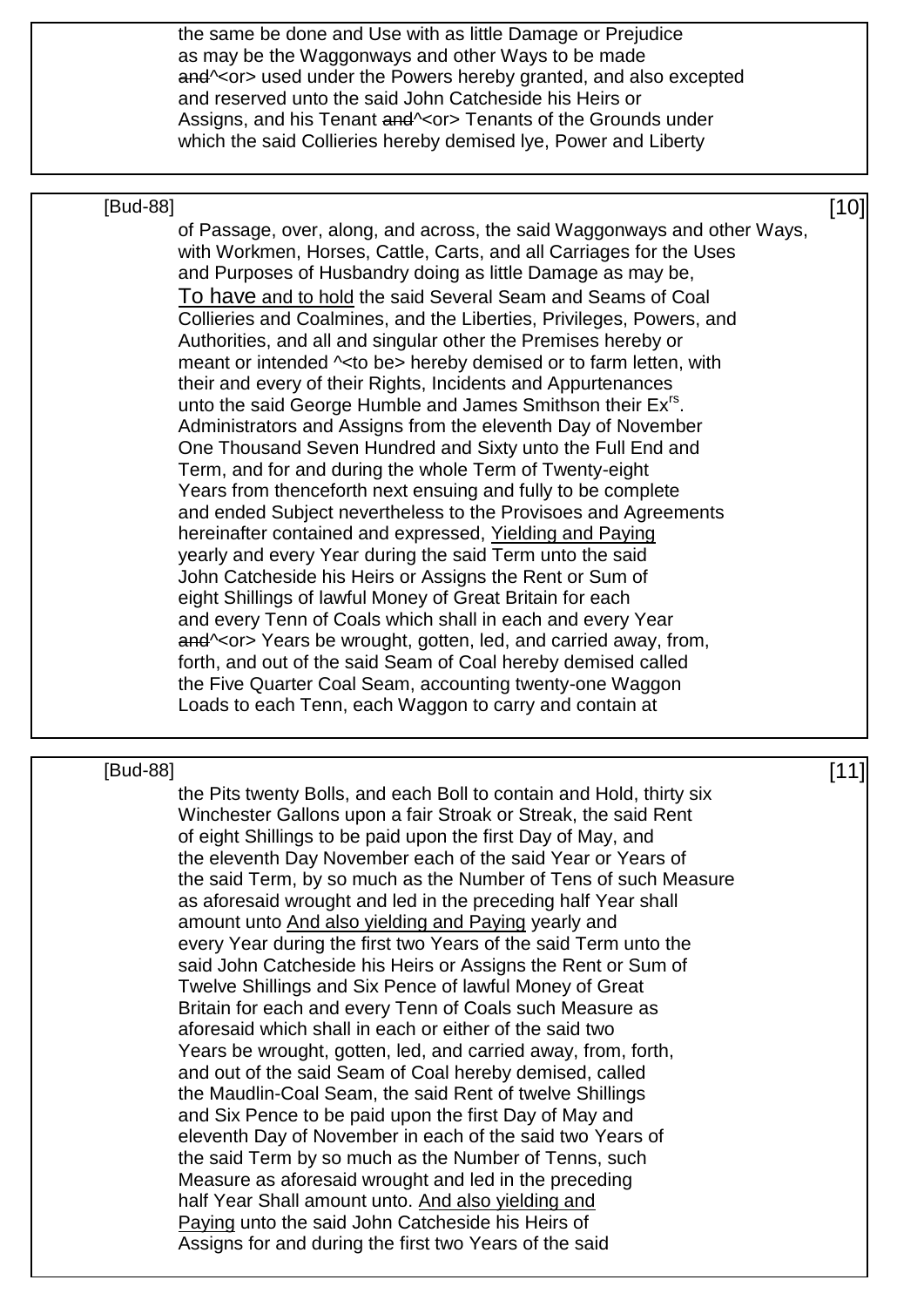the same be done and Use with as little Damage or Prejudice
as may be the Waggonways and other Ways to be made
~~and~~^<or> used under the Powers hereby granted, and also excepted
and reserved unto the said John Catcheside his Heirs or
Assigns, and his Tenant ~~and~~^<or> Tenants of the Grounds under
which the said Collieries hereby demised lye, Power and Liberty

[Bud-88] [10]

of Passage, over, along, and across, the said Waggonways and other Ways,
with Workmen, Horses, Cattle, Carts, and all Carriages for the Uses
and Purposes of Husbandry doing as little Damage as may be,
<u>To have and to hold</u> the said Several Seam and Seams of Coal
Collieries and Coalmines, and the Liberties, Privileges, Powers, and
Authorities, and all and singular other the Premises hereby or
meant or intended ^<to be> hereby demised or to farm letten, with
their and every of their Rights, Incidents and Appurtenances
unto the said George Humble and James Smithson their Ex[rs].
Administrators and Assigns from the eleventh Day of November
One Thousand Seven Hundred and Sixty unto the Full End and
Term, and for and during the whole Term of Twenty-eight
Years from thenceforth next ensuing and fully to be complete
and ended Subject nevertheless to the Provisoes and Agreements
hereinafter contained and expressed, <u>Yielding and Paying</u>
yearly and every Year during the said Term unto the said
John Catcheside his Heirs or Assigns the Rent or Sum of
eight Shillings of lawful Money of Great Britain for each
and every Tenn of Coals which shall in each and every Year
~~and~~^<or> Years be wrought, gotten, led, and carried away, from,
forth, and out of the said Seam of Coal hereby demised called
the Five Quarter Coal Seam, accounting twenty-one Waggon
Loads to each Tenn, each Waggon to carry and contain at

[Bud-88] [11]

the Pits twenty Bolls, and each Boll to contain and Hold, thirty six
Winchester Gallons upon a fair Stroak or Streak, the said Rent
of eight Shillings to be paid upon the first Day of May, and
the eleventh Day November each of the said Year or Years of
the said Term, by so much as the Number of Tens of such Measure
as aforesaid wrought and led in the preceding half Year shall
amount unto <u>And also yielding and Paying</u> yearly and
every Year during the first two Years of the said Term unto the
said John Catcheside his Heirs or Assigns the Rent or Sum of
Twelve Shillings and Six Pence of lawful Money of Great
Britain for each and every Tenn of Coals such Measure as
aforesaid which shall in each or either of the said two
Years be wrought, gotten, led, and carried away, from, forth,
and out of the said Seam of Coal hereby demised, called
the Maudlin-Coal Seam, the said Rent of twelve Shillings
and Six Pence to be paid upon the first Day of May and
eleventh Day of November in each of the said two Years of
the said Term by so much as the Number of Tenns, such
Measure as aforesaid wrought and led in the preceding
half Year Shall amount unto. <u>And also yielding and
Paying</u> unto the said John Catcheside his Heirs of
Assigns for and during the first two Years of the said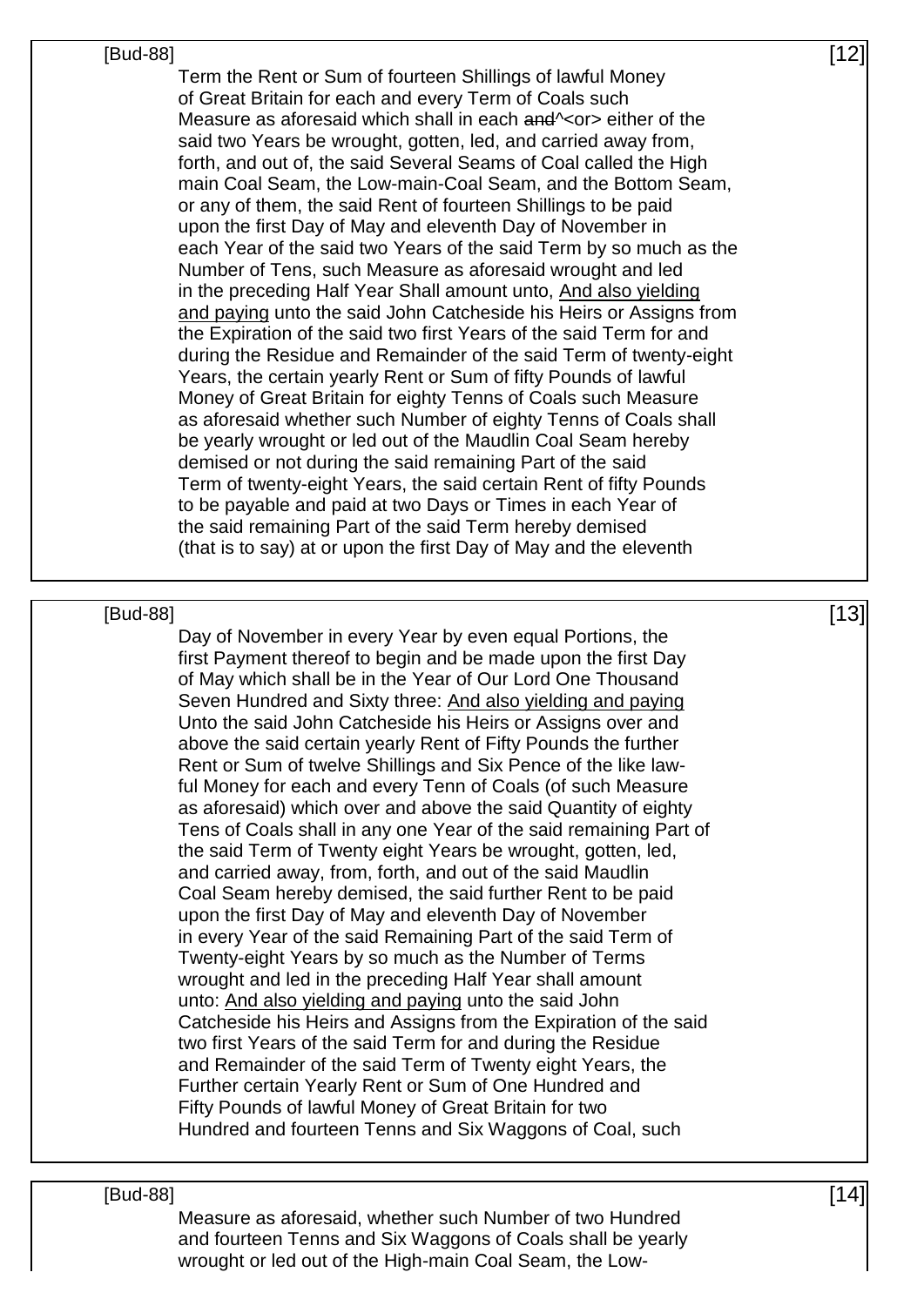Term the Rent or Sum of fourteen Shillings of lawful Money of Great Britain for each and every Term of Coals such Measure as aforesaid which shall in each ~~and~~^<or> either of the said two Years be wrought, gotten, led, and carried away from, forth, and out of, the said Several Seams of Coal called the High main Coal Seam, the Low-main-Coal Seam, and the Bottom Seam, or any of them, the said Rent of fourteen Shillings to be paid upon the first Day of May and eleventh Day of November in each Year of the said two Years of the said Term by so much as the Number of Tens, such Measure as aforesaid wrought and led in the preceding Half Year Shall amount unto, <u>And also yielding and paying</u> unto the said John Catcheside his Heirs or Assigns from the Expiration of the said two first Years of the said Term for and during the Residue and Remainder of the said Term of twenty-eight Years, the certain yearly Rent or Sum of fifty Pounds of lawful Money of Great Britain for eighty Tenns of Coals such Measure as aforesaid whether such Number of eighty Tenns of Coals shall be yearly wrought or led out of the Maudlin Coal Seam hereby demised or not during the said remaining Part of the said Term of twenty-eight Years, the said certain Rent of fifty Pounds to be payable and paid at two Days or Times in each Year of the said remaining Part of the said Term hereby demised (that is to say) at or upon the first Day of May and the eleventh

Day of November in every Year by even equal Portions, the first Payment thereof to begin and be made upon the first Day of May which shall be in the Year of Our Lord One Thousand Seven Hundred and Sixty three: <u>And also yielding and paying</u> Unto the said John Catcheside his Heirs or Assigns over and above the said certain yearly Rent of Fifty Pounds the further Rent or Sum of twelve Shillings and Six Pence of the like lawful Money for each and every Tenn of Coals (of such Measure as aforesaid) which over and above the said Quantity of eighty Tens of Coals shall in any one Year of the said remaining Part of the said Term of Twenty eight Years be wrought, gotten, led, and carried away, from, forth, and out of the said Maudlin Coal Seam hereby demised, the said further Rent to be paid upon the first Day of May and eleventh Day of November in every Year of the said Remaining Part of the said Term of Twenty-eight Years by so much as the Number of Terms wrought and led in the preceding Half Year shall amount unto: <u>And also yielding and paying</u> unto the said John Catcheside his Heirs and Assigns from the Expiration of the said two first Years of the said Term for and during the Residue and Remainder of the said Term of Twenty eight Years, the Further certain Yearly Rent or Sum of One Hundred and Fifty Pounds of lawful Money of Great Britain for two Hundred and fourteen Tenns and Six Waggons of Coal, such

Measure as aforesaid, whether such Number of two Hundred and fourteen Tenns and Six Waggons of Coals shall be yearly wrought or led out of the High-main Coal Seam, the Low-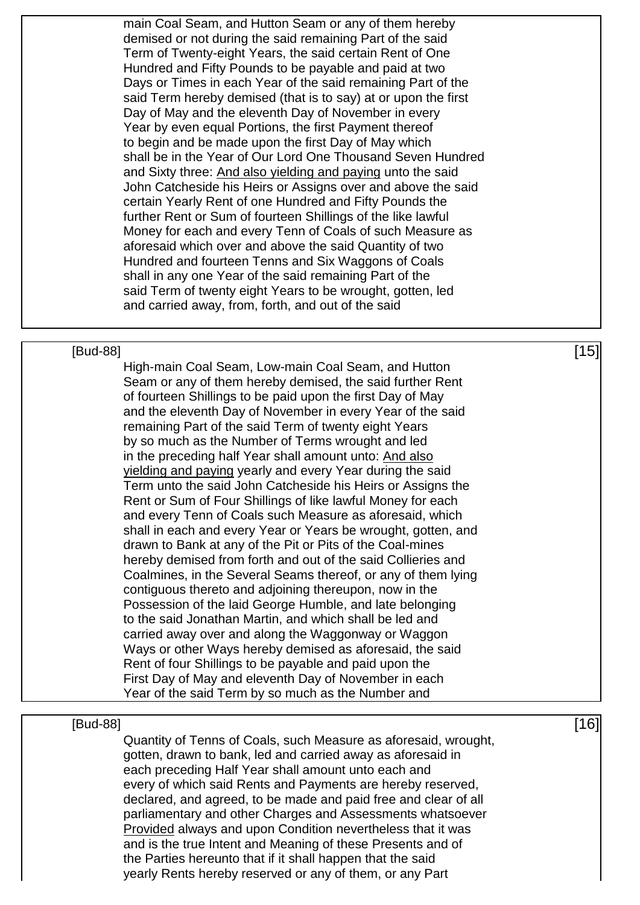main Coal Seam, and Hutton Seam or any of them hereby demised or not during the said remaining Part of the said Term of Twenty-eight Years, the said certain Rent of One Hundred and Fifty Pounds to be payable and paid at two Days or Times in each Year of the said remaining Part of the said Term hereby demised (that is to say) at or upon the first Day of May and the eleventh Day of November in every Year by even equal Portions, the first Payment thereof to begin and be made upon the first Day of May which shall be in the Year of Our Lord One Thousand Seven Hundred and Sixty three: <u>And also yielding and paying</u> unto the said John Catcheside his Heirs or Assigns over and above the said certain Yearly Rent of one Hundred and Fifty Pounds the further Rent or Sum of fourteen Shillings of the like lawful Money for each and every Tenn of Coals of such Measure as aforesaid which over and above the said Quantity of two Hundred and fourteen Tenns and Six Waggons of Coals shall in any one Year of the said remaining Part of the said Term of twenty eight Years to be wrought, gotten, led and carried away, from, forth, and out of the said

[Bud-88] [15]

High-main Coal Seam, Low-main Coal Seam, and Hutton Seam or any of them hereby demised, the said further Rent of fourteen Shillings to be paid upon the first Day of May and the eleventh Day of November in every Year of the said remaining Part of the said Term of twenty eight Years by so much as the Number of Terms wrought and led in the preceding half Year shall amount unto: <u>And also yielding and paying</u> yearly and every Year during the said Term unto the said John Catcheside his Heirs or Assigns the Rent or Sum of Four Shillings of like lawful Money for each and every Tenn of Coals such Measure as aforesaid, which shall in each and every Year or Years be wrought, gotten, and drawn to Bank at any of the Pit or Pits of the Coal-mines hereby demised from forth and out of the said Collieries and Coalmines, in the Several Seams thereof, or any of them lying contiguous thereto and adjoining thereupon, now in the Possession of the laid George Humble, and late belonging to the said Jonathan Martin, and which shall be led and carried away over and along the Waggonway or Waggon Ways or other Ways hereby demised as aforesaid, the said Rent of four Shillings to be payable and paid upon the First Day of May and eleventh Day of November in each Year of the said Term by so much as the Number and

[Bud-88] [16]

Quantity of Tenns of Coals, such Measure as aforesaid, wrought, gotten, drawn to bank, led and carried away as aforesaid in each preceding Half Year shall amount unto each and every of which said Rents and Payments are hereby reserved, declared, and agreed, to be made and paid free and clear of all parliamentary and other Charges and Assessments whatsoever <u>Provided</u> always and upon Condition nevertheless that it was and is the true Intent and Meaning of these Presents and of the Parties hereunto that if it shall happen that the said yearly Rents hereby reserved or any of them, or any Part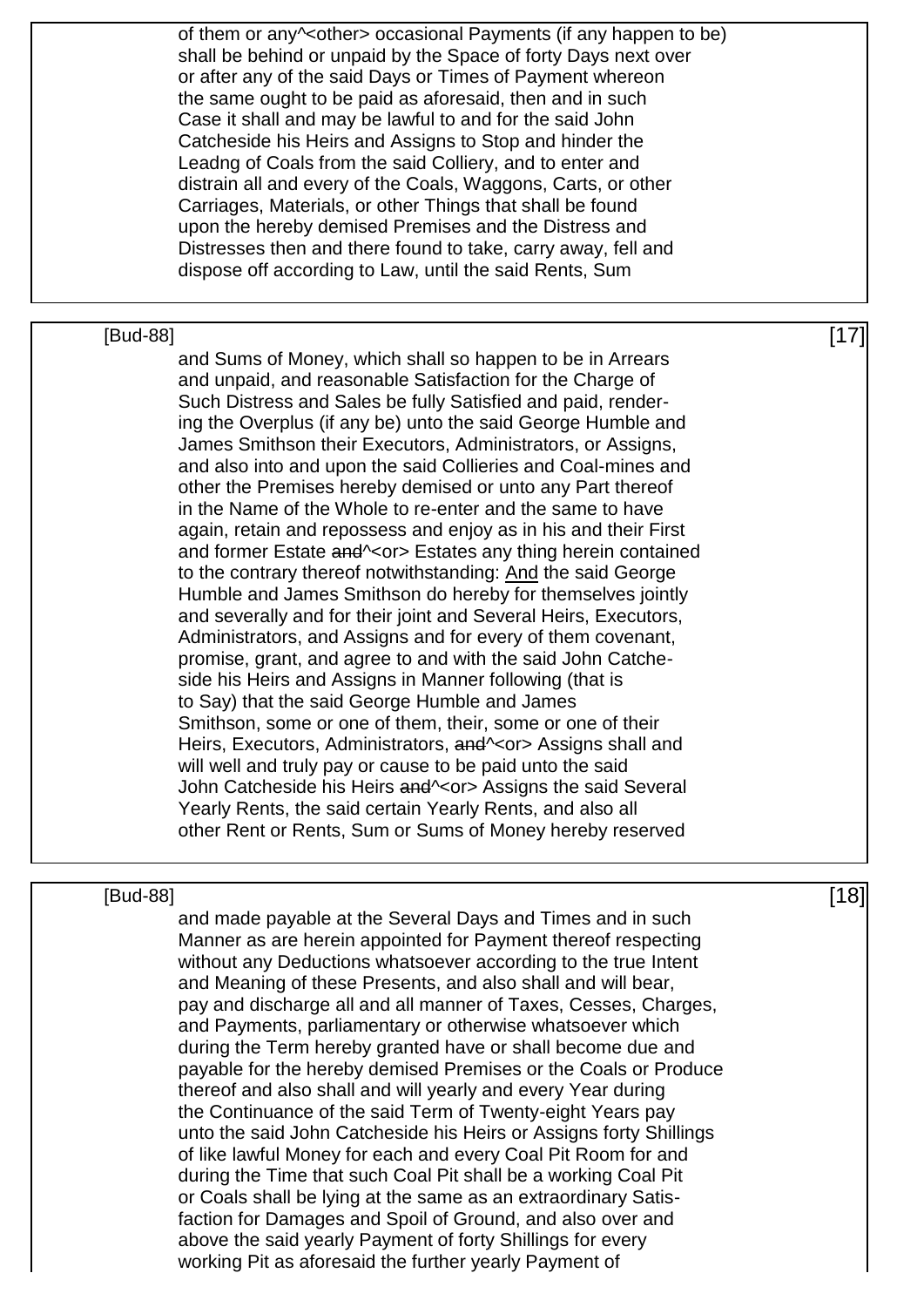of them or any^<other> occasional Payments (if any happen to be) shall be behind or unpaid by the Space of forty Days next over or after any of the said Days or Times of Payment whereon the same ought to be paid as aforesaid, then and in such Case it shall and may be lawful to and for the said John Catcheside his Heirs and Assigns to Stop and hinder the Leadng of Coals from the said Colliery, and to enter and distrain all and every of the Coals, Waggons, Carts, or other Carriages, Materials, or other Things that shall be found upon the hereby demised Premises and the Distress and Distresses then and there found to take, carry away, fell and dispose off according to Law, until the said Rents, Sum

and Sums of Money, which shall so happen to be in Arrears and unpaid, and reasonable Satisfaction for the Charge of Such Distress and Sales be fully Satisfied and paid, rendering the Overplus (if any be) unto the said George Humble and James Smithson their Executors, Administrators, or Assigns, and also into and upon the said Collieries and Coal-mines and other the Premises hereby demised or unto any Part thereof in the Name of the Whole to re-enter and the same to have again, retain and repossess and enjoy as in his and their First and former Estate ~~and~~^<or> Estates any thing herein contained to the contrary thereof notwithstanding: <u>And</u> the said George Humble and James Smithson do hereby for themselves jointly and severally and for their joint and Several Heirs, Executors, Administrators, and Assigns and for every of them covenant, promise, grant, and agree to and with the said John Catcheside his Heirs and Assigns in Manner following (that is to Say) that the said George Humble and James Smithson, some or one of them, their, some or one of their Heirs, Executors, Administrators, ~~and~~^<or> Assigns shall and will well and truly pay or cause to be paid unto the said John Catcheside his Heirs ~~and~~^<or> Assigns the said Several Yearly Rents, the said certain Yearly Rents, and also all other Rent or Rents, Sum or Sums of Money hereby reserved

and made payable at the Several Days and Times and in such Manner as are herein appointed for Payment thereof respecting without any Deductions whatsoever according to the true Intent and Meaning of these Presents, and also shall and will bear, pay and discharge all and all manner of Taxes, Cesses, Charges, and Payments, parliamentary or otherwise whatsoever which during the Term hereby granted have or shall become due and payable for the hereby demised Premises or the Coals or Produce thereof and also shall and will yearly and every Year during the Continuance of the said Term of Twenty-eight Years pay unto the said John Catcheside his Heirs or Assigns forty Shillings of like lawful Money for each and every Coal Pit Room for and during the Time that such Coal Pit shall be a working Coal Pit or Coals shall be lying at the same as an extraordinary Satisfaction for Damages and Spoil of Ground, and also over and above the said yearly Payment of forty Shillings for every working Pit as aforesaid the further yearly Payment of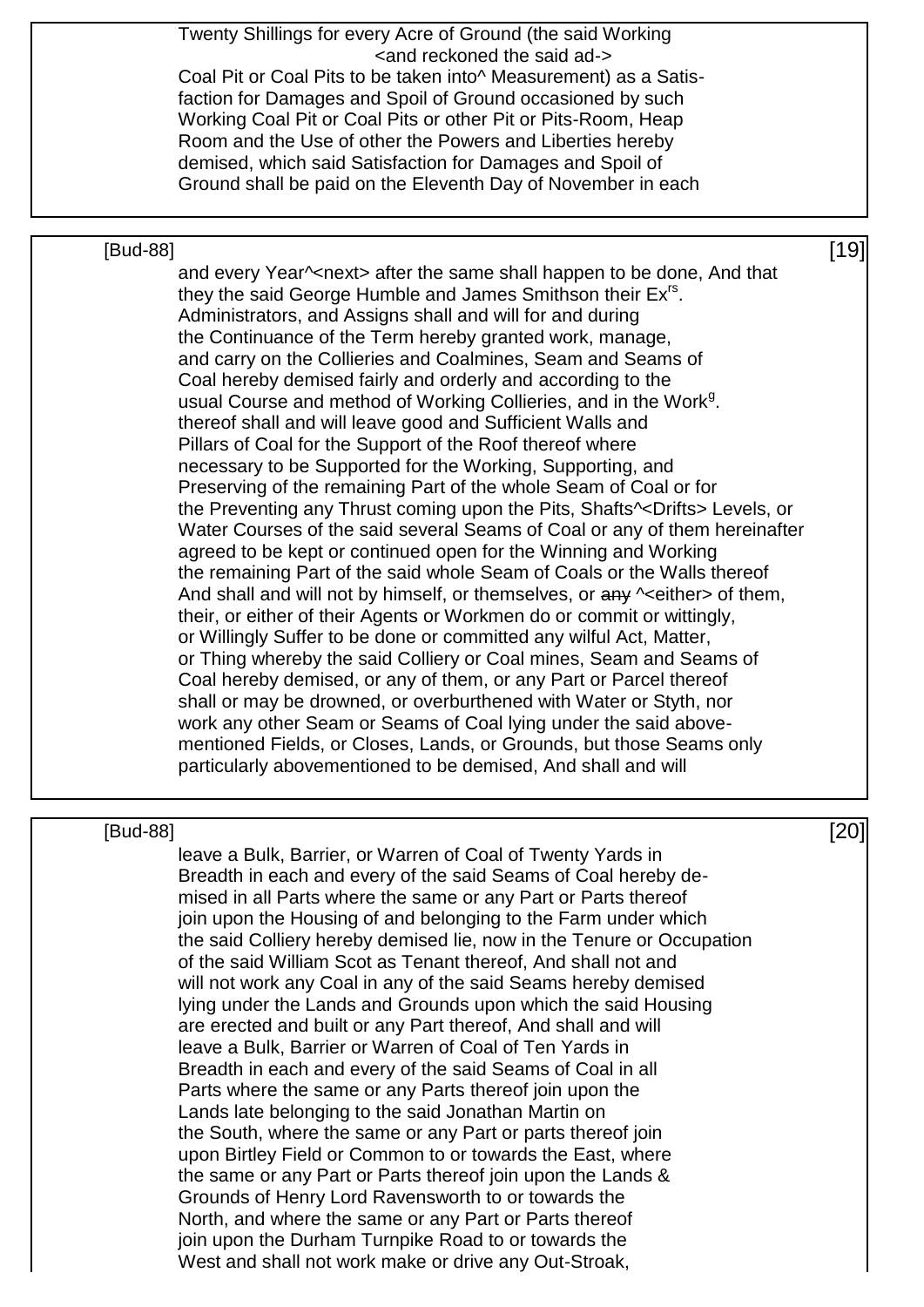Twenty Shillings for every Acre of Ground (the said Working <and reckoned the said ad-> Coal Pit or Coal Pits to be taken into^ Measurement) as a Satisfaction for Damages and Spoil of Ground occasioned by such Working Coal Pit or Coal Pits or other Pit or Pits-Room, Heap Room and the Use of other the Powers and Liberties hereby demised, which said Satisfaction for Damages and Spoil of Ground shall be paid on the Eleventh Day of November in each

[Bud-88] [19]

and every Year^<next> after the same shall happen to be done, And that they the said George Humble and James Smithson their Ex[rs]. Administrators, and Assigns shall and will for and during the Continuance of the Term hereby granted work, manage, and carry on the Collieries and Coalmines, Seam and Seams of Coal hereby demised fairly and orderly and according to the usual Course and method of Working Collieries, and in the Work[g]. thereof shall and will leave good and Sufficient Walls and Pillars of Coal for the Support of the Roof thereof where necessary to be Supported for the Working, Supporting, and Preserving of the remaining Part of the whole Seam of Coal or for the Preventing any Thrust coming upon the Pits, Shafts^<Drifts> Levels, or Water Courses of the said several Seams of Coal or any of them hereinafter agreed to be kept or continued open for the Winning and Working the remaining Part of the said whole Seam of Coals or the Walls thereof And shall and will not by himself, or themselves, or ~~any~~ ^<either> of them, their, or either of their Agents or Workmen do or commit or wittingly, or Willingly Suffer to be done or committed any wilful Act, Matter, or Thing whereby the said Colliery or Coal mines, Seam and Seams of Coal hereby demised, or any of them, or any Part or Parcel thereof shall or may be drowned, or overburthened with Water or Styth, nor work any other Seam or Seams of Coal lying under the said abovementioned Fields, or Closes, Lands, or Grounds, but those Seams only particularly abovementioned to be demised, And shall and will

[Bud-88] [20]

leave a Bulk, Barrier, or Warren of Coal of Twenty Yards in Breadth in each and every of the said Seams of Coal hereby demised in all Parts where the same or any Part or Parts thereof join upon the Housing of and belonging to the Farm under which the said Colliery hereby demised lie, now in the Tenure or Occupation of the said William Scot as Tenant thereof, And shall not and will not work any Coal in any of the said Seams hereby demised lying under the Lands and Grounds upon which the said Housing are erected and built or any Part thereof, And shall and will leave a Bulk, Barrier or Warren of Coal of Ten Yards in Breadth in each and every of the said Seams of Coal in all Parts where the same or any Parts thereof join upon the Lands late belonging to the said Jonathan Martin on the South, where the same or any Part or parts thereof join upon Birtley Field or Common to or towards the East, where the same or any Part or Parts thereof join upon the Lands & Grounds of Henry Lord Ravensworth to or towards the North, and where the same or any Part or Parts thereof join upon the Durham Turnpike Road to or towards the West and shall not work make or drive any Out-Stroak,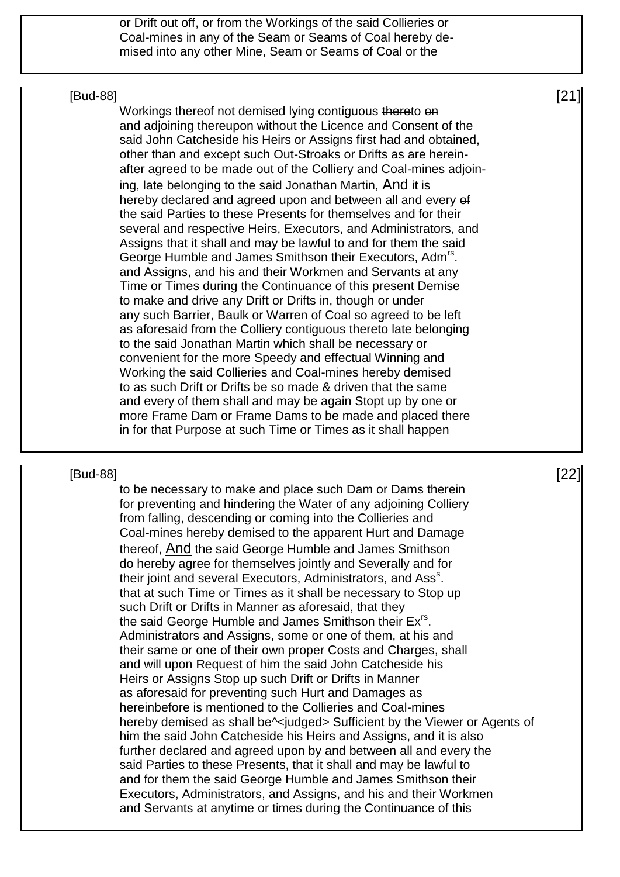or Drift out off, or from the Workings of the said Collieries or Coal-mines in any of the Seam or Seams of Coal hereby demised into any other Mine, Seam or Seams of Coal or the

[Bud-88] [21]

Workings thereof not demised lying contiguous ~~there~~to ~~on~~ and adjoining thereupon without the Licence and Consent of the said John Catcheside his Heirs or Assigns first had and obtained, other than and except such Out-Stroaks or Drifts as are hereinafter agreed to be made out of the Colliery and Coal-mines adjoining, late belonging to the said Jonathan Martin, And it is hereby declared and agreed upon and between all and every ~~of~~ the said Parties to these Presents for themselves and for their several and respective Heirs, Executors, ~~and~~ Administrators, and Assigns that it shall and may be lawful to and for them the said George Humble and James Smithson their Executors, Adm[rs]. and Assigns, and his and their Workmen and Servants at any Time or Times during the Continuance of this present Demise to make and drive any Drift or Drifts in, though or under any such Barrier, Baulk or Warren of Coal so agreed to be left as aforesaid from the Colliery contiguous thereto late belonging to the said Jonathan Martin which shall be necessary or convenient for the more Speedy and effectual Winning and Working the said Collieries and Coal-mines hereby demised to as such Drift or Drifts be so made & driven that the same and every of them shall and may be again Stopt up by one or more Frame Dam or Frame Dams to be made and placed there in for that Purpose at such Time or Times as it shall happen

[Bud-88] [22]

to be necessary to make and place such Dam or Dams therein for preventing and hindering the Water of any adjoining Colliery from falling, descending or coming into the Collieries and Coal-mines hereby demised to the apparent Hurt and Damage thereof, <u>And</u> the said George Humble and James Smithson do hereby agree for themselves jointly and Severally and for their joint and several Executors, Administrators, and Ass[s]. that at such Time or Times as it shall be necessary to Stop up such Drift or Drifts in Manner as aforesaid, that they the said George Humble and James Smithson their Ex[rs]. Administrators and Assigns, some or one of them, at his and their same or one of their own proper Costs and Charges, shall and will upon Request of him the said John Catcheside his Heirs or Assigns Stop up such Drift or Drifts in Manner as aforesaid for preventing such Hurt and Damages as hereinbefore is mentioned to the Collieries and Coal-mines hereby demised as shall be^<judged> Sufficient by the Viewer or Agents of him the said John Catcheside his Heirs and Assigns, and it is also further declared and agreed upon by and between all and every the said Parties to these Presents, that it shall and may be lawful to and for them the said George Humble and James Smithson their Executors, Administrators, and Assigns, and his and their Workmen and Servants at anytime or times during the Continuance of this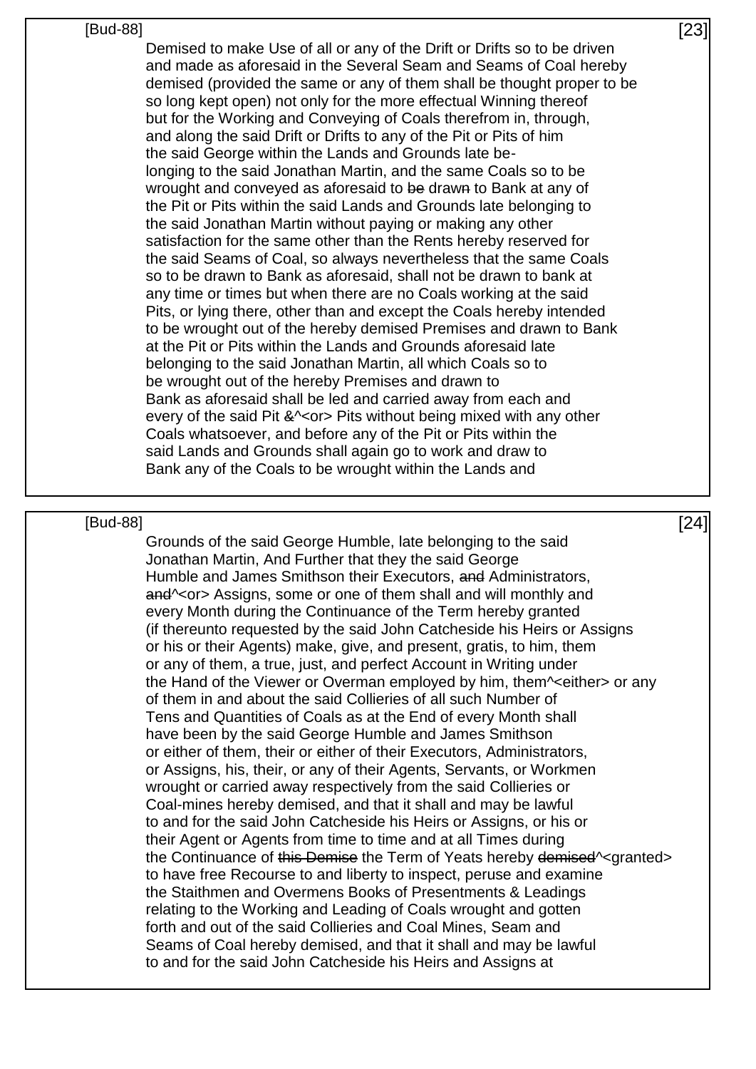Demised to make Use of all or any of the Drift or Drifts so to be driven and made as aforesaid in the Several Seam and Seams of Coal hereby demised (provided the same or any of them shall be thought proper to be so long kept open) not only for the more effectual Winning thereof but for the Working and Conveying of Coals therefrom in, through, and along the said Drift or Drifts to any of the Pit or Pits of him the said George within the Lands and Grounds late belonging to the said Jonathan Martin, and the same Coals so to be wrought and conveyed as aforesaid to ~~be~~ drawn to Bank at any of the Pit or Pits within the said Lands and Grounds late belonging to the said Jonathan Martin without paying or making any other satisfaction for the same other than the Rents hereby reserved for the said Seams of Coal, so always nevertheless that the same Coals so to be drawn to Bank as aforesaid, shall not be drawn to bank at any time or times but when there are no Coals working at the said Pits, or lying there, other than and except the Coals hereby intended to be wrought out of the hereby demised Premises and drawn to Bank at the Pit or Pits within the Lands and Grounds aforesaid late belonging to the said Jonathan Martin, all which Coals so to be wrought out of the hereby Premises and drawn to Bank as aforesaid shall be led and carried away from each and every of the said Pit ~~&~~^<or> Pits without being mixed with any other Coals whatsoever, and before any of the Pit or Pits within the said Lands and Grounds shall again go to work and draw to Bank any of the Coals to be wrought within the Lands and

Grounds of the said George Humble, late belonging to the said Jonathan Martin, And Further that they the said George Humble and James Smithson their Executors, ~~and~~ Administrators, ~~and~~^<or> Assigns, some or one of them shall and will monthly and every Month during the Continuance of the Term hereby granted (if thereunto requested by the said John Catcheside his Heirs or Assigns or his or their Agents) make, give, and present, gratis, to him, them or any of them, a true, just, and perfect Account in Writing under the Hand of the Viewer or Overman employed by him, them^<either> or any of them in and about the said Collieries of all such Number of Tens and Quantities of Coals as at the End of every Month shall have been by the said George Humble and James Smithson or either of them, their or either of their Executors, Administrators, or Assigns, his, their, or any of their Agents, Servants, or Workmen wrought or carried away respectively from the said Collieries or Coal-mines hereby demised, and that it shall and may be lawful to and for the said John Catcheside his Heirs or Assigns, or his or their Agent or Agents from time to time and at all Times during the Continuance of ~~this Demise~~ the Term of Yeats hereby ~~demised~~^<granted> to have free Recourse to and liberty to inspect, peruse and examine the Staithmen and Overmens Books of Presentments & Leadings relating to the Working and Leading of Coals wrought and gotten forth and out of the said Collieries and Coal Mines, Seam and Seams of Coal hereby demised, and that it shall and may be lawful to and for the said John Catcheside his Heirs and Assigns at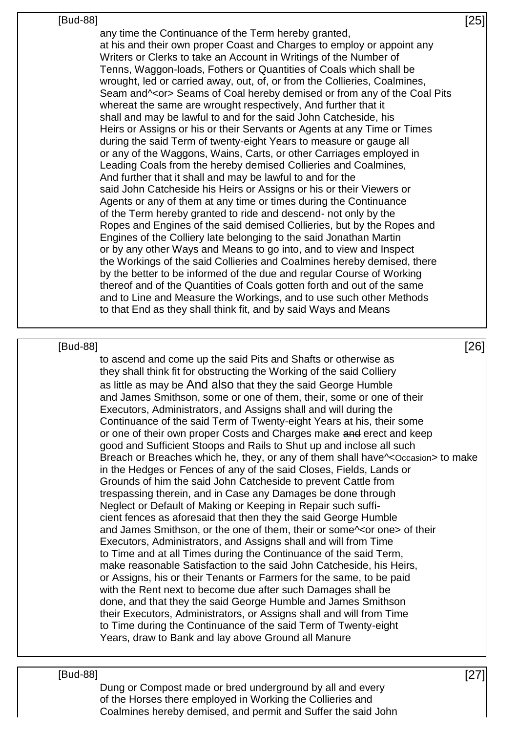any time the Continuance of the Term hereby granted,
at his and their own proper Coast and Charges to employ or appoint any
Writers or Clerks to take an Account in Writings of the Number of
Tenns, Waggon-loads, Fothers or Quantities of Coals which shall be
wrought, led or carried away, out, of, or from the Collieries, Coalmines,
Seam and^<or> Seams of Coal hereby demised or from any of the Coal Pits
whereat the same are wrought respectively, And further that it
shall and may be lawful to and for the said John Catcheside, his
Heirs or Assigns or his or their Servants or Agents at any Time or Times
during the said Term of twenty-eight Years to measure or gauge all
or any of the Waggons, Wains, Carts, or other Carriages employed in
Leading Coals from the hereby demised Collieries and Coalmines,
And further that it shall and may be lawful to and for the
said John Catcheside his Heirs or Assigns or his or their Viewers or
Agents or any of them at any time or times during the Continuance
of the Term hereby granted to ride and descend- not only by the
Ropes and Engines of the said demised Collieries, but by the Ropes and
Engines of the Colliery late belonging to the said Jonathan Martin
or by any other Ways and Means to go into, and to view and Inspect
the Workings of the said Collieries and Coalmines hereby demised, there
by the better to be informed of the due and regular Course of Working
thereof and of the Quantities of Coals gotten forth and out of the same
and to Line and Measure the Workings, and to use such other Methods
to that End as they shall think fit, and by said Ways and Means

to ascend and come up the said Pits and Shafts or otherwise as
they shall think fit for obstructing the Working of the said Colliery
as little as may be And also that they the said George Humble
and James Smithson, some or one of them, their, some or one of their
Executors, Administrators, and Assigns shall and will during the
Continuance of the said Term of Twenty-eight Years at his, their some
or one of their own proper Costs and Charges make ~~and~~ erect and keep
good and Sufficient Stoops and Rails to Shut up and inclose all such
Breach or Breaches which he, they, or any of them shall have^<Occasion> to make
in the Hedges or Fences of any of the said Closes, Fields, Lands or
Grounds of him the said John Catcheside to prevent Cattle from
trespassing therein, and in Case any Damages be done through
Neglect or Default of Making or Keeping in Repair such suffi-
cient fences as aforesaid that then they the said George Humble
and James Smithson, or the one of them, their or some^<or one> of their
Executors, Administrators, and Assigns shall and will from Time
to Time and at all Times during the Continuance of the said Term,
make reasonable Satisfaction to the said John Catcheside, his Heirs,
or Assigns, his or their Tenants or Farmers for the same, to be paid
with the Rent next to become due after such Damages shall be
done, and that they the said George Humble and James Smithson
their Executors, Administrators, or Assigns shall and will from Time
to Time during the Continuance of the said Term of Twenty-eight
Years, draw to Bank and lay above Ground all Manure

Dung or Compost made or bred underground by all and every
of the Horses there employed in Working the Collieries and
Coalmines hereby demised, and permit and Suffer the said John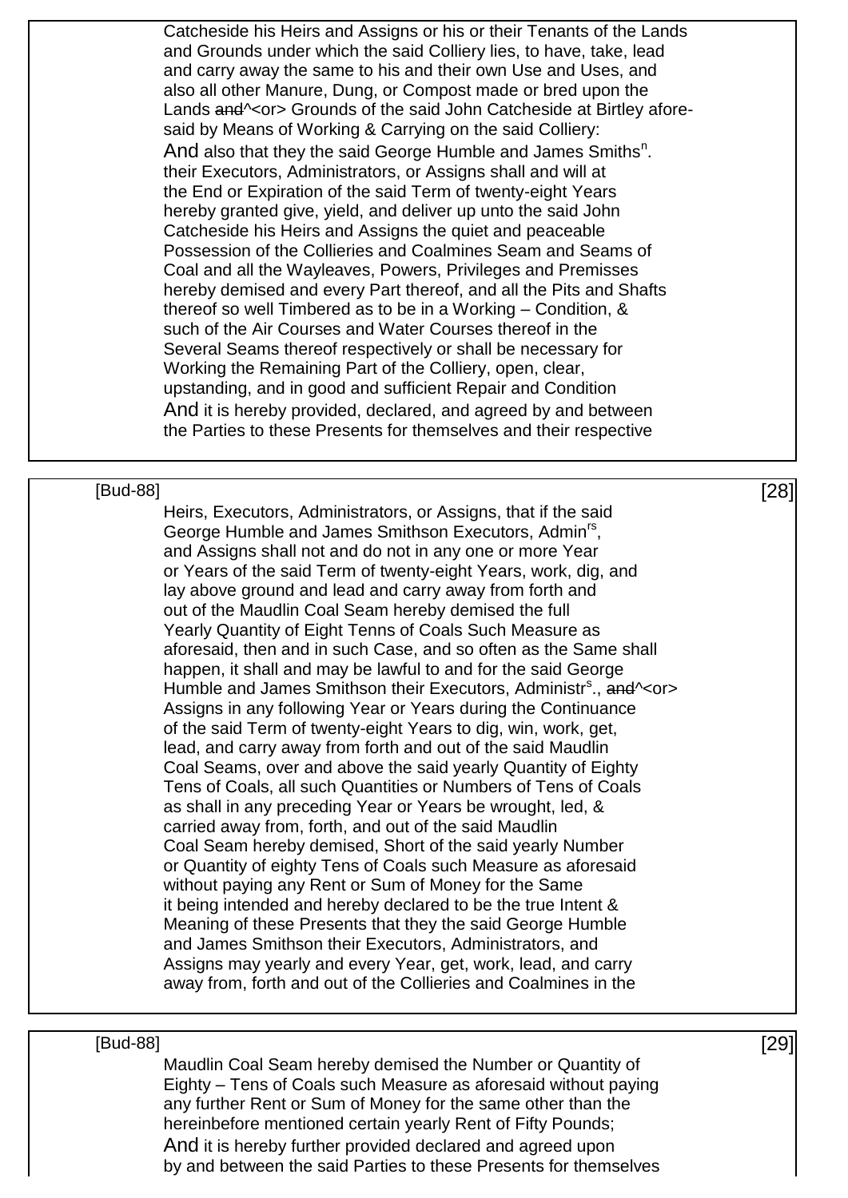Catcheside his Heirs and Assigns or his or their Tenants of the Lands and Grounds under which the said Colliery lies, to have, take, lead and carry away the same to his and their own Use and Uses, and also all other Manure, Dung, or Compost made or bred upon the Lands ~~and~~^<or> Grounds of the said John Catcheside at Birtley aforesaid by Means of Working & Carrying on the said Colliery:

And also that they the said George Humble and James Smiths[n]. their Executors, Administrators, or Assigns shall and will at the End or Expiration of the said Term of twenty-eight Years hereby granted give, yield, and deliver up unto the said John Catcheside his Heirs and Assigns the quiet and peaceable Possession of the Collieries and Coalmines Seam and Seams of Coal and all the Wayleaves, Powers, Privileges and Premisses hereby demised and every Part thereof, and all the Pits and Shafts thereof so well Timbered as to be in a Working – Condition, & such of the Air Courses and Water Courses thereof in the Several Seams thereof respectively or shall be necessary for Working the Remaining Part of the Colliery, open, clear, upstanding, and in good and sufficient Repair and Condition

And it is hereby provided, declared, and agreed by and between the Parties to these Presents for themselves and their respective

Heirs, Executors, Administrators, or Assigns, that if the said George Humble and James Smithson Executors, Admin[rs], and Assigns shall not and do not in any one or more Year or Years of the said Term of twenty-eight Years, work, dig, and lay above ground and lead and carry away from forth and out of the Maudlin Coal Seam hereby demised the full Yearly Quantity of Eight Tenns of Coals Such Measure as aforesaid, then and in such Case, and so often as the Same shall happen, it shall and may be lawful to and for the said George Humble and James Smithson their Executors, Administr[s]., ~~and~~^<or> Assigns in any following Year or Years during the Continuance of the said Term of twenty-eight Years to dig, win, work, get, lead, and carry away from forth and out of the said Maudlin Coal Seams, over and above the said yearly Quantity of Eighty Tens of Coals, all such Quantities or Numbers of Tens of Coals as shall in any preceding Year or Years be wrought, led, & carried away from, forth, and out of the said Maudlin Coal Seam hereby demised, Short of the said yearly Number or Quantity of eighty Tens of Coals such Measure as aforesaid without paying any Rent or Sum of Money for the Same it being intended and hereby declared to be the true Intent & Meaning of these Presents that they the said George Humble and James Smithson their Executors, Administrators, and Assigns may yearly and every Year, get, work, lead, and carry away from, forth and out of the Collieries and Coalmines in the

Maudlin Coal Seam hereby demised the Number or Quantity of Eighty – Tens of Coals such Measure as aforesaid without paying any further Rent or Sum of Money for the same other than the hereinbefore mentioned certain yearly Rent of Fifty Pounds;

And it is hereby further provided declared and agreed upon by and between the said Parties to these Presents for themselves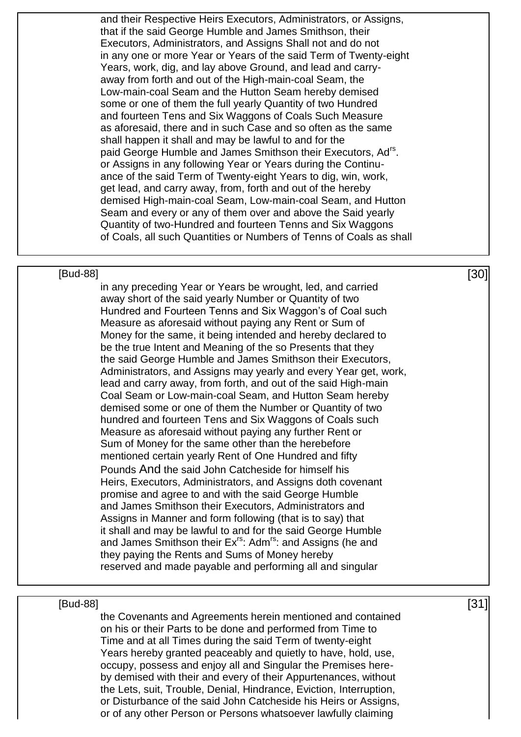and their Respective Heirs Executors, Administrators, or Assigns, that if the said George Humble and James Smithson, their Executors, Administrators, and Assigns Shall not and do not in any one or more Year or Years of the said Term of Twenty-eight Years, work, dig, and lay above Ground, and lead and carry-away from forth and out of the High-main-coal Seam, the Low-main-coal Seam and the Hutton Seam hereby demised some or one of them the full yearly Quantity of two Hundred and fourteen Tens and Six Waggons of Coals Such Measure as aforesaid, there and in such Case and so often as the same shall happen it shall and may be lawful to and for the paid George Humble and James Smithson their Executors, Ad[rs]. or Assigns in any following Year or Years during the Continu-ance of the said Term of Twenty-eight Years to dig, win, work, get lead, and carry away, from, forth and out of the hereby demised High-main-coal Seam, Low-main-coal Seam, and Hutton Seam and every or any of them over and above the Said yearly Quantity of two-Hundred and fourteen Tenns and Six Waggons of Coals, all such Quantities or Numbers of Tenns of Coals as shall

[Bud-88]

in any preceding Year or Years be wrought, led, and carried away short of the said yearly Number or Quantity of two Hundred and Fourteen Tenns and Six Waggon's of Coal such Measure as aforesaid without paying any Rent or Sum of Money for the same, it being intended and hereby declared to be the true Intent and Meaning of the so Presents that they the said George Humble and James Smithson their Executors, Administrators, and Assigns may yearly and every Year get, work, lead and carry away, from forth, and out of the said High-main Coal Seam or Low-main-coal Seam, and Hutton Seam hereby demised some or one of them the Number or Quantity of two hundred and fourteen Tens and Six Waggons of Coals such Measure as aforesaid without paying any further Rent or Sum of Money for the same other than the herebefore mentioned certain yearly Rent of One Hundred and fifty Pounds And the said John Catcheside for himself his Heirs, Executors, Administrators, and Assigns doth covenant promise and agree to and with the said George Humble and James Smithson their Executors, Administrators and Assigns in Manner and form following (that is to say) that it shall and may be lawful to and for the said George Humble and James Smithson their Ex[rs]: Adm[rs]: and Assigns (he and they paying the Rents and Sums of Money hereby reserved and made payable and performing all and singular

[Bud-88]

the Covenants and Agreements herein mentioned and contained on his or their Parts to be done and performed from Time to Time and at all Times during the said Term of twenty-eight Years hereby granted peaceably and quietly to have, hold, use, occupy, possess and enjoy all and Singular the Premises here-by demised with their and every of their Appurtenances, without the Lets, suit, Trouble, Denial, Hindrance, Eviction, Interruption, or Disturbance of the said John Catcheside his Heirs or Assigns, or of any other Person or Persons whatsoever lawfully claiming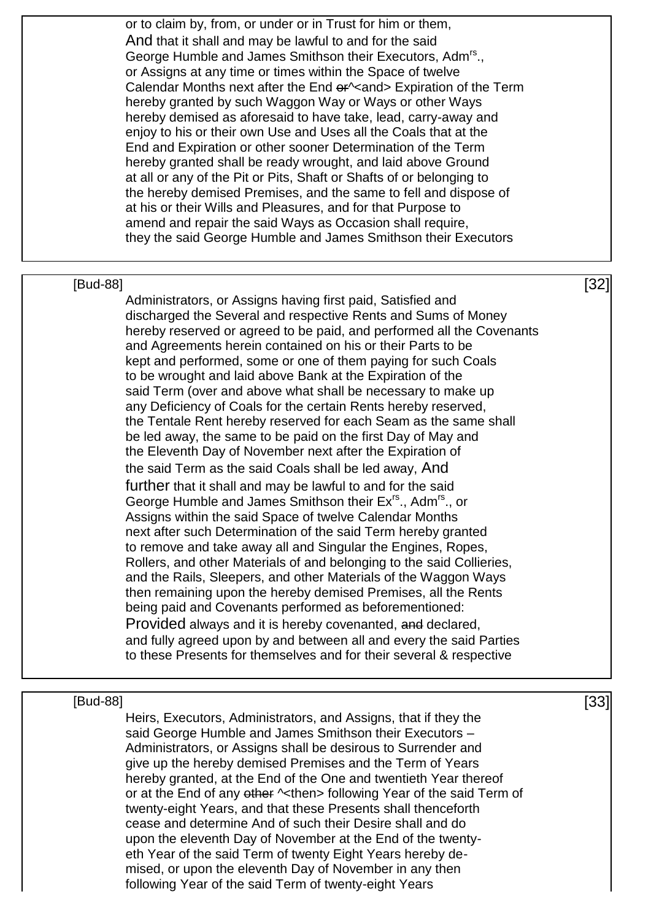or to claim by, from, or under or in Trust for him or them,
And that it shall and may be lawful to and for the said
George Humble and James Smithson their Executors, Adm[rs]., or Assigns at any time or times within the Space of twelve Calendar Months next after the End ~~or~~^<and> Expiration of the Term hereby granted by such Waggon Way or Ways or other Ways hereby demised as aforesaid to have take, lead, carry-away and enjoy to his or their own Use and Uses all the Coals that at the End and Expiration or other sooner Determination of the Term hereby granted shall be ready wrought, and laid above Ground at all or any of the Pit or Pits, Shaft or Shafts of or belonging to the hereby demised Premises, and the same to fell and dispose of at his or their Wills and Pleasures, and for that Purpose to amend and repair the said Ways as Occasion shall require, they the said George Humble and James Smithson their Executors

Administrators, or Assigns having first paid, Satisfied and discharged the Several and respective Rents and Sums of Money hereby reserved or agreed to be paid, and performed all the Covenants and Agreements herein contained on his or their Parts to be kept and performed, some or one of them paying for such Coals to be wrought and laid above Bank at the Expiration of the said Term (over and above what shall be necessary to make up any Deficiency of Coals for the certain Rents hereby reserved, the Tentale Rent hereby reserved for each Seam as the same shall be led away, the same to be paid on the first Day of May and the Eleventh Day of November next after the Expiration of the said Term as the said Coals shall be led away, And further that it shall and may be lawful to and for the said George Humble and James Smithson their Ex[rs]., Adm[rs]., or Assigns within the said Space of twelve Calendar Months next after such Determination of the said Term hereby granted to remove and take away all and Singular the Engines, Ropes, Rollers, and other Materials of and belonging to the said Collieries, and the Rails, Sleepers, and other Materials of the Waggon Ways then remaining upon the hereby demised Premises, all the Rents being paid and Covenants performed as beforementioned:
Provided always and it is hereby covenanted, ~~and~~ declared, and fully agreed upon by and between all and every the said Parties to these Presents for themselves and for their several & respective

Heirs, Executors, Administrators, and Assigns, that if they the said George Humble and James Smithson their Executors – Administrators, or Assigns shall be desirous to Surrender and give up the hereby demised Premises and the Term of Years hereby granted, at the End of the One and twentieth Year thereof or at the End of any ~~other~~ ^<then> following Year of the said Term of twenty-eight Years, and that these Presents shall thenceforth cease and determine And of such their Desire shall and do upon the eleventh Day of November at the End of the twenty-eth Year of the said Term of twenty Eight Years hereby de-mised, or upon the eleventh Day of November in any then following Year of the said Term of twenty-eight Years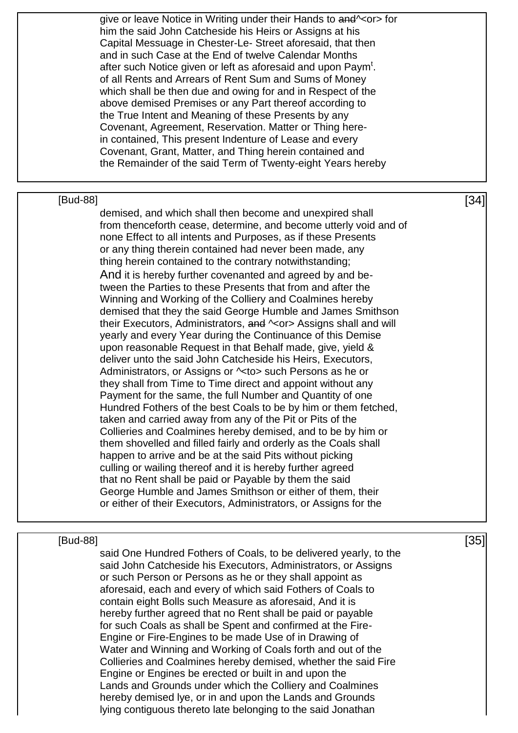give or leave Notice in Writing under their Hands to ~~and~~^<or> for
him the said John Catcheside his Heirs or Assigns at his
Capital Messuage in Chester-Le- Street aforesaid, that then
and in such Case at the End of twelve Calendar Months
after such Notice given or left as aforesaid and upon Paym[t].
of all Rents and Arrears of Rent Sum and Sums of Money
which shall be then due and owing for and in Respect of the
above demised Premises or any Part thereof according to
the True Intent and Meaning of these Presents by any
Covenant, Agreement, Reservation. Matter or Thing here-
in contained, This present Indenture of Lease and every
Covenant, Grant, Matter, and Thing herein contained and
the Remainder of the said Term of Twenty-eight Years hereby

[Bud-88] [34]

demised, and which shall then become and unexpired shall
from thenceforth cease, determine, and become utterly void and of
none Effect to all intents and Purposes, as if these Presents
or any thing therein contained had never been made, any
thing herein contained to the contrary notwithstanding;
And it is hereby further covenanted and agreed by and be-
tween the Parties to these Presents that from and after the
Winning and Working of the Colliery and Coalmines hereby
demised that they the said George Humble and James Smithson
their Executors, Administrators, ~~and~~ ^<or> Assigns shall and will
yearly and every Year during the Continuance of this Demise
upon reasonable Request in that Behalf made, give, yield &
deliver unto the said John Catcheside his Heirs, Executors,
Administrators, or Assigns or ^<to> such Persons as he or
they shall from Time to Time direct and appoint without any
Payment for the same, the full Number and Quantity of one
Hundred Fothers of the best Coals to be by him or them fetched,
taken and carried away from any of the Pit or Pits of the
Collieries and Coalmines hereby demised, and to be by him or
them shovelled and filled fairly and orderly as the Coals shall
happen to arrive and be at the said Pits without picking
culling or wailing thereof and it is hereby further agreed
that no Rent shall be paid or Payable by them the said
George Humble and James Smithson or either of them, their
or either of their Executors, Administrators, or Assigns for the

[Bud-88] [35]

said One Hundred Fothers of Coals, to be delivered yearly, to the
said John Catcheside his Executors, Administrators, or Assigns
or such Person or Persons as he or they shall appoint as
aforesaid, each and every of which said Fothers of Coals to
contain eight Bolls such Measure as aforesaid, And it is
hereby further agreed that no Rent shall be paid or payable
for such Coals as shall be Spent and confirmed at the Fire-
Engine or Fire-Engines to be made Use of in Drawing of
Water and Winning and Working of Coals forth and out of the
Collieries and Coalmines hereby demised, whether the said Fire
Engine or Engines be erected or built in and upon the
Lands and Grounds under which the Colliery and Coalmines
hereby demised lye, or in and upon the Lands and Grounds
lying contiguous thereto late belonging to the said Jonathan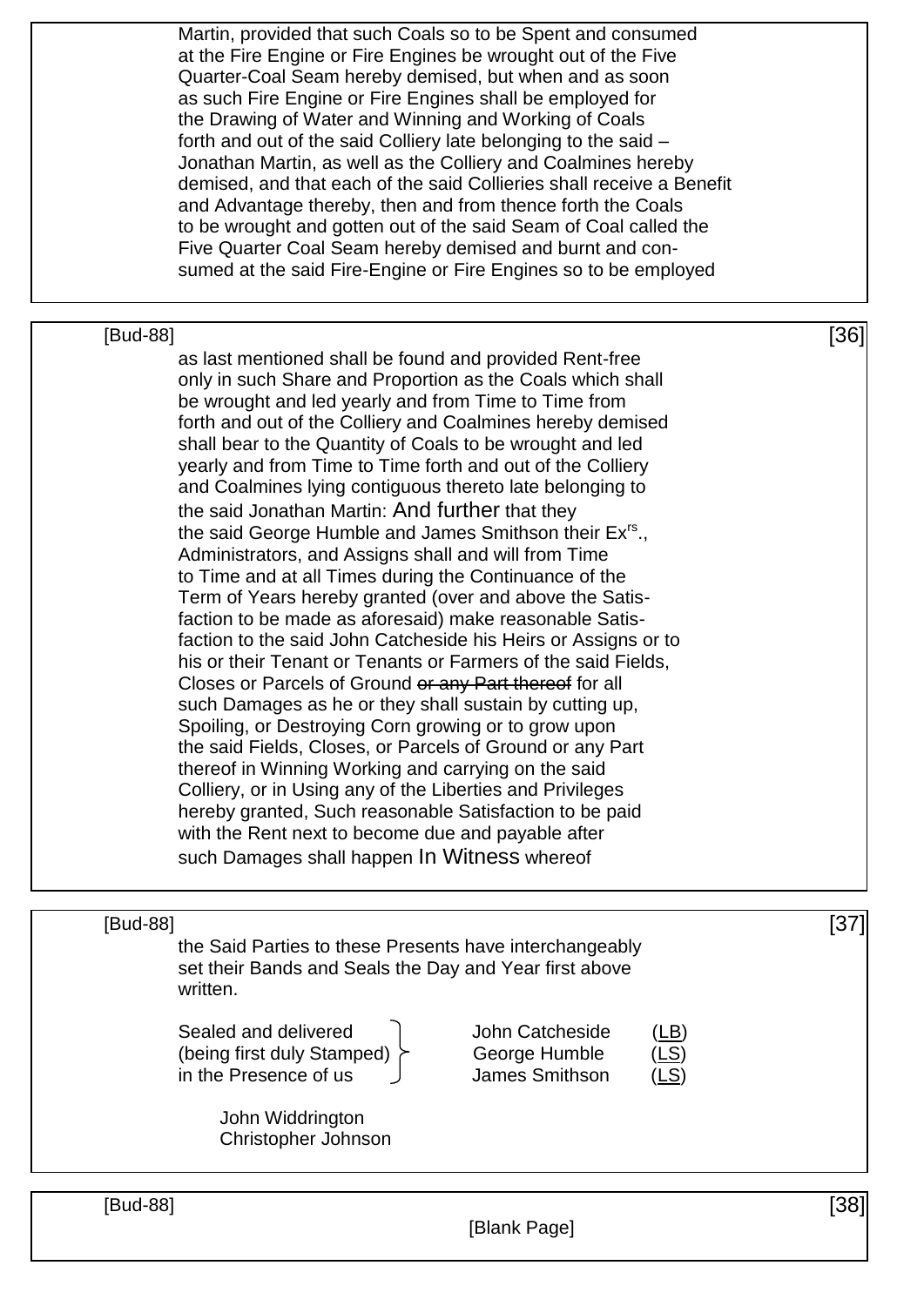Martin, provided that such Coals so to be Spent and consumed at the Fire Engine or Fire Engines be wrought out of the Five Quarter-Coal Seam hereby demised, but when and as soon as such Fire Engine or Fire Engines shall be employed for the Drawing of Water and Winning and Working of Coals forth and out of the said Colliery late belonging to the said – Jonathan Martin, as well as the Colliery and Coalmines hereby demised, and that each of the said Collieries shall receive a Benefit and Advantage thereby, then and from thence forth the Coals to be wrought and gotten out of the said Seam of Coal called the Five Quarter Coal Seam hereby demised and burnt and consumed at the said Fire-Engine or Fire Engines so to be employed

[Bud-88] [36]

as last mentioned shall be found and provided Rent-free only in such Share and Proportion as the Coals which shall be wrought and led yearly and from Time to Time from forth and out of the Colliery and Coalmines hereby demised shall bear to the Quantity of Coals to be wrought and led yearly and from Time to Time forth and out of the Colliery and Coalmines lying contiguous thereto late belonging to the said Jonathan Martin: And further that they the said George Humble and James Smithson their Ex[rs]., Administrators, and Assigns shall and will from Time to Time and at all Times during the Continuance of the Term of Years hereby granted (over and above the Satisfaction to be made as aforesaid) make reasonable Satisfaction to the said John Catcheside his Heirs or Assigns or to his or their Tenant or Tenants or Farmers of the said Fields, Closes or Parcels of Ground ~~or any Part thereof~~ for all such Damages as he or they shall sustain by cutting up, Spoiling, or Destroying Corn growing or to grow upon the said Fields, Closes, or Parcels of Ground or any Part thereof in Winning Working and carrying on the said Colliery, or in Using any of the Liberties and Privileges hereby granted, Such reasonable Satisfaction to be paid with the Rent next to become due and payable after such Damages shall happen In Witness whereof

[Bud-88] [37]

the Said Parties to these Presents have interchangeably set their Bands and Seals the Day and Year first above written.

| | | |
|---|---|---|
| Sealed and delivered (being first duly Stamped) in the Presence of us | John Catcheside | (LB) |
| | George Humble | (LS) |
| | James Smithson | (LS) |

John Widdrington
Christopher Johnson

[Bud-88] [38]

[Blank Page]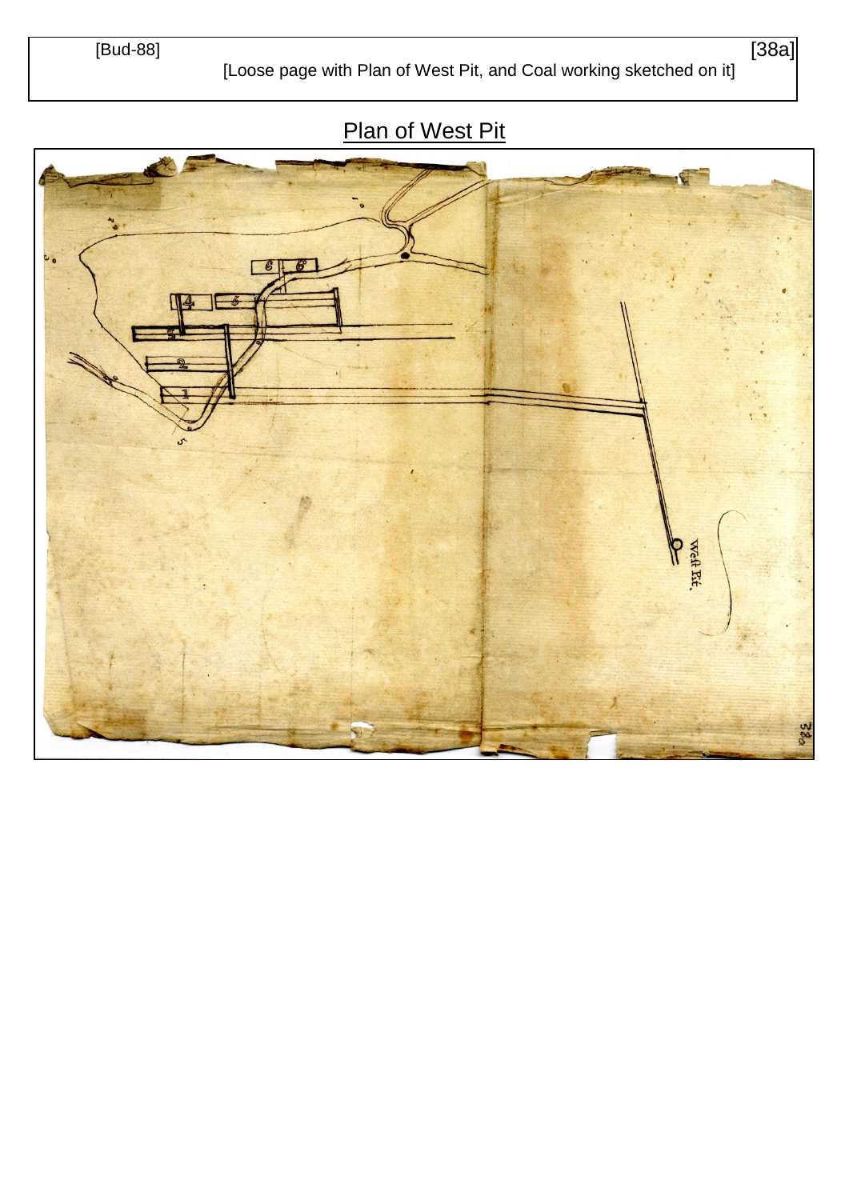[Bud-88] [38a]

[Loose page with Plan of West Pit, and Coal working sketched on it]

## Plan of West Pit

1

2

3

4

5

6 6

West Pit.

38a